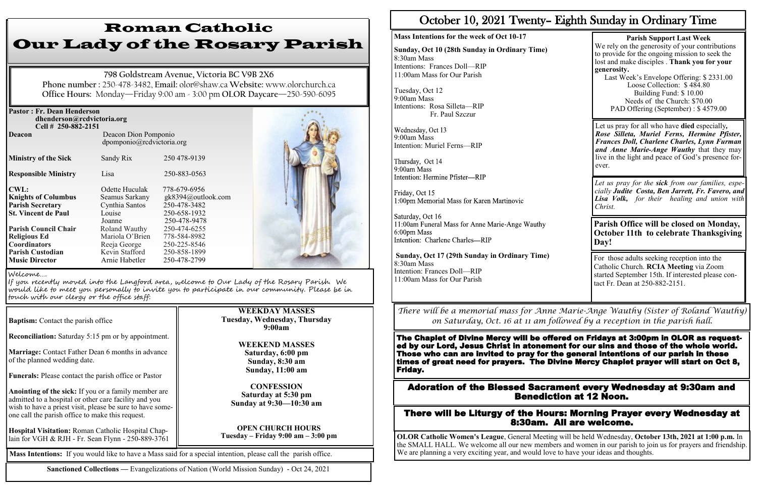# Roman Catholic
# Our Lady of the Rosary Parish

798 Goldstream Avenue, Victoria BC V9B 2X6
**Phone number** : 250-478-3482, **Email:** olor@shaw.ca **Website:** www.olorchurch.ca
**Office Hours:** Monday—Friday 9:00 am - 3:00 pm **OLOR Daycare**—250-590-6095

**Pastor : Fr. Dean Henderson**
**dhenderson@rcdvictoria.org**
**Cell # 250-882-2151**

| | | |
|---|---|---|
| **Deacon** | Deacon Dion Pomponio dpomponio@rcdvictoria.org | |
| **Ministry of the Sick** | Sandy Rix | 250 478-9139 |
| **Responsible Ministry** | Lisa | 250-883-0563 |
| **CWL:** | Odette Huculak | 778-679-6956 |
| **Knights of Columbus** | Seamus Sarkany | gk8394@outlook.com |
| **Parish Secretary** | Cynthia Santos | 250-478-3482 |
| **St. Vincent de Paul** | Louise | 250-658-1932 |
| | Joanne | 250-478-9478 |
| **Parish Council Chair** | Roland Wauthy | 250-474-6255 |
| **Religious Ed Coordinators** | Mariola O'Brien | 778-584-8982 |
| | Reeja George | 250-225-8546 |
| **Parish Custodian** | Kevin Stafford | 250-858-1899 |
| **Music Director** | Arnie Habetler | 250-478-2799 |

*Welcome....*
*If you recently moved into the Langford area, welcome to Our Lady of the Rosary Parish. We would like to meet you personally to invite you to participate in our community. Please be in touch with our clergy or the office staff.*

**Baptism:** Contact the parish office

**Reconciliation:** Saturday 5:15 pm or by appointment.

**Marriage:** Contact Father Dean 6 months in advance of the planned wedding date.

**Funerals:** Please contact the parish office or Pastor

**Anointing of the sick:** If you or a family member are admitted to a hospital or other care facility and you wish to have a priest visit, please be sure to have someone call the parish office to make this request.

**Hospital Visitation:** Roman Catholic Hospital Chaplain for VGH & RJH - Fr. Sean Flynn - 250-889-3761

**WEEKDAY MASSES**
**Tuesday, Wednesday, Thursday**
**9:00am**

**WEEKEND MASSES**
**Saturday, 6:00 pm**
**Sunday, 8:30 am**
**Sunday, 11:00 am**

**CONFESSION**
**Saturday at 5:30 pm**
**Sunday at 9:30—10:30 am**

**OPEN CHURCH HOURS**
**Tuesday – Friday 9:00 am – 3:00 pm**

**Mass Intentions:** If you would like to have a Mass said for a special intention, please call the parish office.

**Sanctioned Collections** — Evangelizations of Nation (World Mission Sunday) - Oct 24, 2021

# October 10, 2021 Twenty– Eighth Sunday in Ordinary Time

**Mass Intentions for the week of Oct 10-17**

**Sunday, Oct 10 (28th Sunday in Ordinary Time)**
8:30am Mass
Intentions: Frances Doll—RIP
11:00am Mass for Our Parish

Tuesday, Oct 12
9:00am Mass
Intentions: Rosa Silleta—RIP
Fr. Paul Szczur

Wednesday, Oct 13
9:00am Mass
Intention: Muriel Ferns—RIP

Thursday, Oct 14
9:00am Mass
Intention: Hermine Pfister—RIP

Friday, Oct 15
1:00pm Memorial Mass for Karen Martinovic

Saturday, Oct 16
11:00am Funeral Mass for Anne Marie-Ange Wauthy
6:00pm Mass
Intention: Charlene Charles—RIP

**Sunday, Oct 17 (29th Sunday in Ordinary Time)**
8:30am Mass
Intention: Frances Doll—RIP
11:00am Mass for Our Parish

**Parish Support Last Week**
We rely on the generosity of your contributions to provide for the ongoing mission to seek the lost and make disciples . **Thank you for your generosity.**
Last Week's Envelope Offering: $ 2331.00
Loose Collection: $ 484.80
Building Fund: $ 10.00
Needs of the Church: $70.00
PAD Offering (September) : $ 4579.00

Let us pray for all who have **died** especially, ***Rose Silleta, Muriel Ferns, Hermine Pfister, Frances Doll, Charlene Charles, Lynn Furman and Anne Marie-Ange Wauthy*** that they may live in the light and peace of God's presence forever.

*Let us pray for the* ***sick*** *from our families, especially* ***Judite Costa, Ben Jarrett, Fr. Favero, and Lisa Volk,*** *for their healing and union with Christ.*

**Parish Office will be closed on Monday, October 11th to celebrate Thanksgiving Day!**

For those adults seeking reception into the Catholic Church. **RCIA Meeting** via Zoom started September 15th. If interested please contact Fr. Dean at 250-882-2151.

*There will be a memorial mass for Anne Marie-Ange Wauthy (Sister of Roland Wauthy) on Saturday, Oct. 16 at 11 am followed by a reception in the parish hall.*

**The Chaplet of Divine Mercy will be offered on Fridays at 3:00pm in OLOR as requested by our Lord, Jesus Christ in atonement for our sins and those of the whole world. Those who can are invited to pray for the general intentions of our parish in these times of great need for prayers. The Divine Mercy Chaplet prayer will start on Oct 8, Friday.**

**Adoration of the Blessed Sacrament every Wednesday at 9:30am and Benediction at 12 Noon.**

**There will be Liturgy of the Hours: Morning Prayer every Wednesday at 8:30am. All are welcome.**

**OLOR Catholic Women's League**, General Meeting will be held Wednesday, **October 13th, 2021 at 1:00 p.m.** In the SMALL HALL. We welcome all our new members and women in our parish to join us for prayers and friendship. We are planning a very exciting year, and would love to have your ideas and thoughts.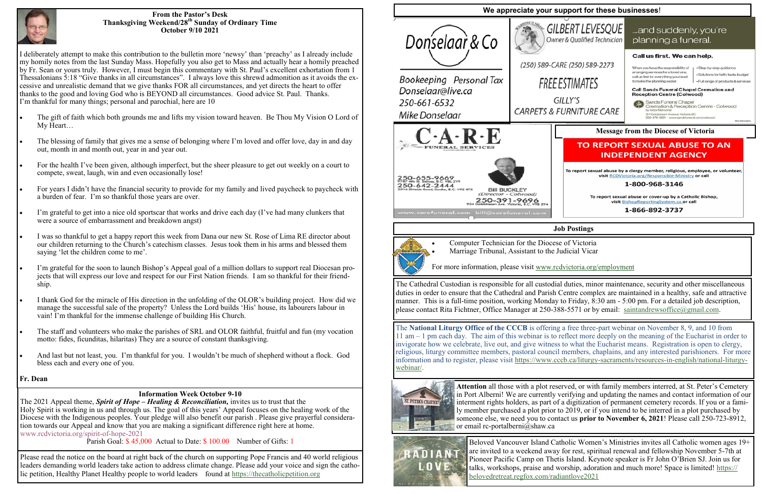## From the Pastor's Desk
### Thanksgiving Weekend/28th Sunday of Ordinary Time
### October 9/10 2021

I deliberately attempt to make this contribution to the bulletin more 'newsy' than 'preachy' as I already include my homily notes from the last Sunday Mass. Hopefully you also get to Mass and actually hear a homily preached by Fr. Sean or yours truly. However, I must begin this commentary with St. Paul's excellent exhortation from 1 Thessalonians 5:18 "Give thanks in all circumstances". I always love this shrewd admonition as it avoids the excessive and unrealistic demand that we give thanks FOR all circumstances, and yet directs the heart to offer thanks to the good and loving God who is BEYOND all circumstances. Good advice St. Paul. Thanks.
I'm thankful for many things; personal and parochial, here are 10

- The gift of faith which both grounds me and lifts my vision toward heaven. Be Thou My Vision O Lord of My Heart…
- The blessing of family that gives me a sense of belonging where I'm loved and offer love, day in and day out, month in and month out, year in and year out.
- For the health I've been given, although imperfect, but the sheer pleasure to get out weekly on a court to compete, sweat, laugh, win and even occasionally lose!
- For years I didn't have the financial security to provide for my family and lived paycheck to paycheck with a burden of fear. I'm so thankful those years are over.
- I'm grateful to get into a nice old sportscar that works and drive each day (I've had many clunkers that were a source of embarrassment and breakdown angst)
- I was so thankful to get a happy report this week from Dana our new St. Rose of Lima RE director about our children returning to the Church's catechism classes. Jesus took them in his arms and blessed them saying 'let the children come to me'.
- I'm grateful for the soon to launch Bishop's Appeal goal of a million dollars to support real Diocesan projects that will express our love and respect for our First Nation friends. I am so thankful for their friendship.
- I thank God for the miracle of His direction in the unfolding of the OLOR's building project. How did we manage the successful sale of the property? Unless the Lord builds 'His' house, its labourers labour in vain! I'm thankful for the immense challenge of building His Church.
- The staff and volunteers who make the parishes of SRL and OLOR faithful, fruitful and fun (my vocation motto: fides, ficunditas, hilaritas) They are a source of constant thanksgiving.
- And last but not least, you. I'm thankful for you. I wouldn't be much of shepherd without a flock. God bless each and every one of you.

**Fr. Dean**

### Information Week October 9-10

The 2021 Appeal theme, ***Spirit of Hope – Healing & Reconciliation,*** invites us to trust that the Holy Spirit is working in us and through us. The goal of this years' Appeal focuses on the healing work of the Diocese with the Indigenous peoples. Your pledge will also benefit our parish . Please give prayerful consideration towards our Appeal and know that you are making a significant difference right here at home.
www.rcdvictoria.org/spirit-of-hope-2021

Parish Goal: $ 45,000 Actual to Date: $ 100.00 Number of Gifts: 1

Please read the notice on the board at right back of the church on supporting Pope Francis and 40 world religious leaders demanding world leaders take action to address climate change. Please add your voice and sign the catholic petition, Healthy Planet Healthy people to world leaders found at https://thecatholicpetition.org

## We appreciate your support for these businesses!

Donselaar & Co
Bookeeping Personal Tax
Donselaar@live.ca
250-661-6532
Mike Donselaar

GILBERT LEVESQUE
Owner & Qualified Technician
(250) 589-CARE (250) 589-2273
FREE ESTIMATES
GILLY'S
CARPETS & FURNITURE CARE

…and suddenly, you're planning a funeral.
Call us first. We can help.
When you have the responsibility of arranging services for a loved one, call us first for everything you need to make the planning easier.
• Step-by-step guidance
• Solutions for faith, taste, budget
• Full range of products & services
Call Sands Funeral Chapel Cremation and Reception Centre (Colwood)
Sands Funeral Chapel Cremation & Reception Centre - Colwood

C·A·R·E FUNERAL SERVICES
250-655-9669
250-642-2444
Bill BUCKLEY (Director - Colwood)
250-391-9696
www.carefuneral.com bill@carefuneral.com

### Message from the Diocese of Victoria

**TO REPORT SEXUAL ABUSE TO AN INDEPENDENT AGENCY**

To report sexual abuse by a clergy member, religious, employee, or volunteer, visit RCDVictoria.org/Responsible-Ministry or call
**1-800-968-3146**

To report sexual abuse or cover-up by a Catholic Bishop, visit BishopReportingSystem.ca or call
**1-866-892-3737**

### Job Postings

- Computer Technician for the Diocese of Victoria
- Marriage Tribunal, Assistant to the Judicial Vicar

For more information, please visit www.rcdvictoria.org/employment

The Cathedral Custodian is responsible for all custodial duties, minor maintenance, security and other miscellaneous duties in order to ensure that the Cathedral and Parish Centre complex are maintained in a healthy, safe and attractive manner. This is a full-time position, working Monday to Friday, 8:30 am - 5:00 pm. For a detailed job description, please contact Rita Fichtner, Office Manager at 250-388-5571 or by email: saintandrewsoffice@gmail.com.

The **National Liturgy Office of the CCCB** is offering a free three-part webinar on November 8, 9, and 10 from 11 am – 1 pm each day. The aim of this webinar is to reflect more deeply on the meaning of the Eucharist in order to invigorate how we celebrate, live out, and give witness to what the Eucharist means. Registration is open to clergy, religious, liturgy committee members, pastoral council members, chaplains, and any interested parishioners. For more information and to register, please visit https://www.cccb.ca/liturgy-sacraments/resources-in-english/national-liturgy-webinar/.

**Attention** all those with a plot reserved, or with family members interred, at St. Peter's Cemetery in Port Alberni! We are currently verifying and updating the names and contact information of our interment rights holders, as part of a digitization of permanent cemetery records. If you or a family member purchased a plot prior to 2019, or if you intend to be interred in a plot purchased by someone else, we need you to contact us **prior to November 6, 2021**! Please call 250-723-8912, or email rc-portalberni@shaw.ca

Beloved Vancouver Island Catholic Women's Ministries invites all Catholic women ages 19+ are invited to a weekend away for rest, spiritual renewal and fellowship November 5-7th at Pioneer Pacific Camp on Thetis Island. Keynote speaker is Fr John O'Brien SJ. Join us for talks, workshops, praise and worship, adoration and much more! Space is limited! https://belovedretreat.regfox.com/radiantlove2021